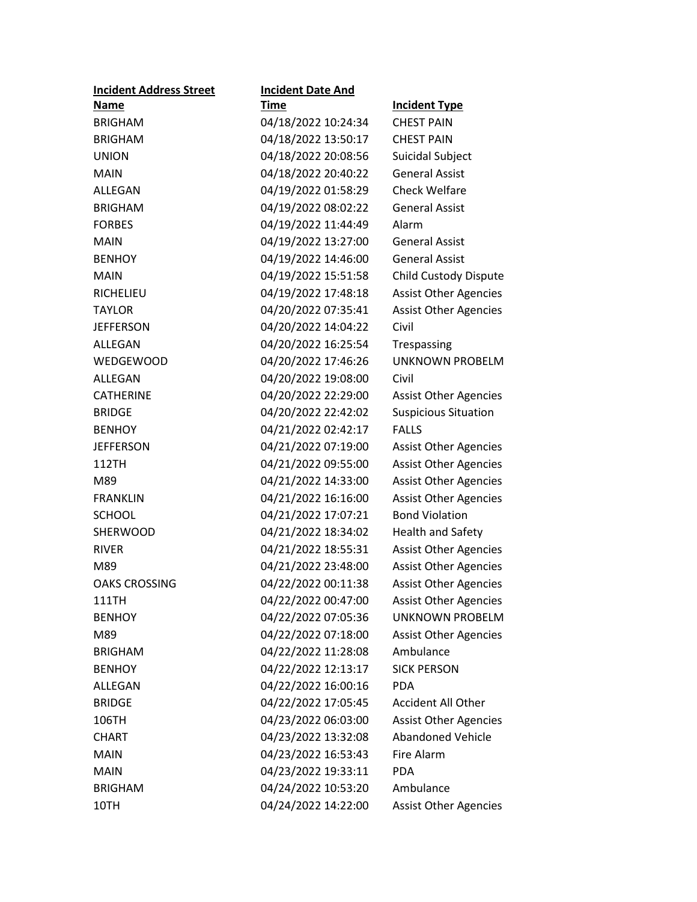| Incident Address Street Name | Incident Date And Time | Incident Type |
|---|---|---|
| BRIGHAM | 04/18/2022 10:24:34 | CHEST PAIN |
| BRIGHAM | 04/18/2022 13:50:17 | CHEST PAIN |
| UNION | 04/18/2022 20:08:56 | Suicidal Subject |
| MAIN | 04/18/2022 20:40:22 | General Assist |
| ALLEGAN | 04/19/2022 01:58:29 | Check Welfare |
| BRIGHAM | 04/19/2022 08:02:22 | General Assist |
| FORBES | 04/19/2022 11:44:49 | Alarm |
| MAIN | 04/19/2022 13:27:00 | General Assist |
| BENHOY | 04/19/2022 14:46:00 | General Assist |
| MAIN | 04/19/2022 15:51:58 | Child Custody Dispute |
| RICHELIEU | 04/19/2022 17:48:18 | Assist Other Agencies |
| TAYLOR | 04/20/2022 07:35:41 | Assist Other Agencies |
| JEFFERSON | 04/20/2022 14:04:22 | Civil |
| ALLEGAN | 04/20/2022 16:25:54 | Trespassing |
| WEDGEWOOD | 04/20/2022 17:46:26 | UNKNOWN PROBELM |
| ALLEGAN | 04/20/2022 19:08:00 | Civil |
| CATHERINE | 04/20/2022 22:29:00 | Assist Other Agencies |
| BRIDGE | 04/20/2022 22:42:02 | Suspicious Situation |
| BENHOY | 04/21/2022 02:42:17 | FALLS |
| JEFFERSON | 04/21/2022 07:19:00 | Assist Other Agencies |
| 112TH | 04/21/2022 09:55:00 | Assist Other Agencies |
| M89 | 04/21/2022 14:33:00 | Assist Other Agencies |
| FRANKLIN | 04/21/2022 16:16:00 | Assist Other Agencies |
| SCHOOL | 04/21/2022 17:07:21 | Bond Violation |
| SHERWOOD | 04/21/2022 18:34:02 | Health and Safety |
| RIVER | 04/21/2022 18:55:31 | Assist Other Agencies |
| M89 | 04/21/2022 23:48:00 | Assist Other Agencies |
| OAKS CROSSING | 04/22/2022 00:11:38 | Assist Other Agencies |
| 111TH | 04/22/2022 00:47:00 | Assist Other Agencies |
| BENHOY | 04/22/2022 07:05:36 | UNKNOWN PROBELM |
| M89 | 04/22/2022 07:18:00 | Assist Other Agencies |
| BRIGHAM | 04/22/2022 11:28:08 | Ambulance |
| BENHOY | 04/22/2022 12:13:17 | SICK PERSON |
| ALLEGAN | 04/22/2022 16:00:16 | PDA |
| BRIDGE | 04/22/2022 17:05:45 | Accident All Other |
| 106TH | 04/23/2022 06:03:00 | Assist Other Agencies |
| CHART | 04/23/2022 13:32:08 | Abandoned Vehicle |
| MAIN | 04/23/2022 16:53:43 | Fire Alarm |
| MAIN | 04/23/2022 19:33:11 | PDA |
| BRIGHAM | 04/24/2022 10:53:20 | Ambulance |
| 10TH | 04/24/2022 14:22:00 | Assist Other Agencies |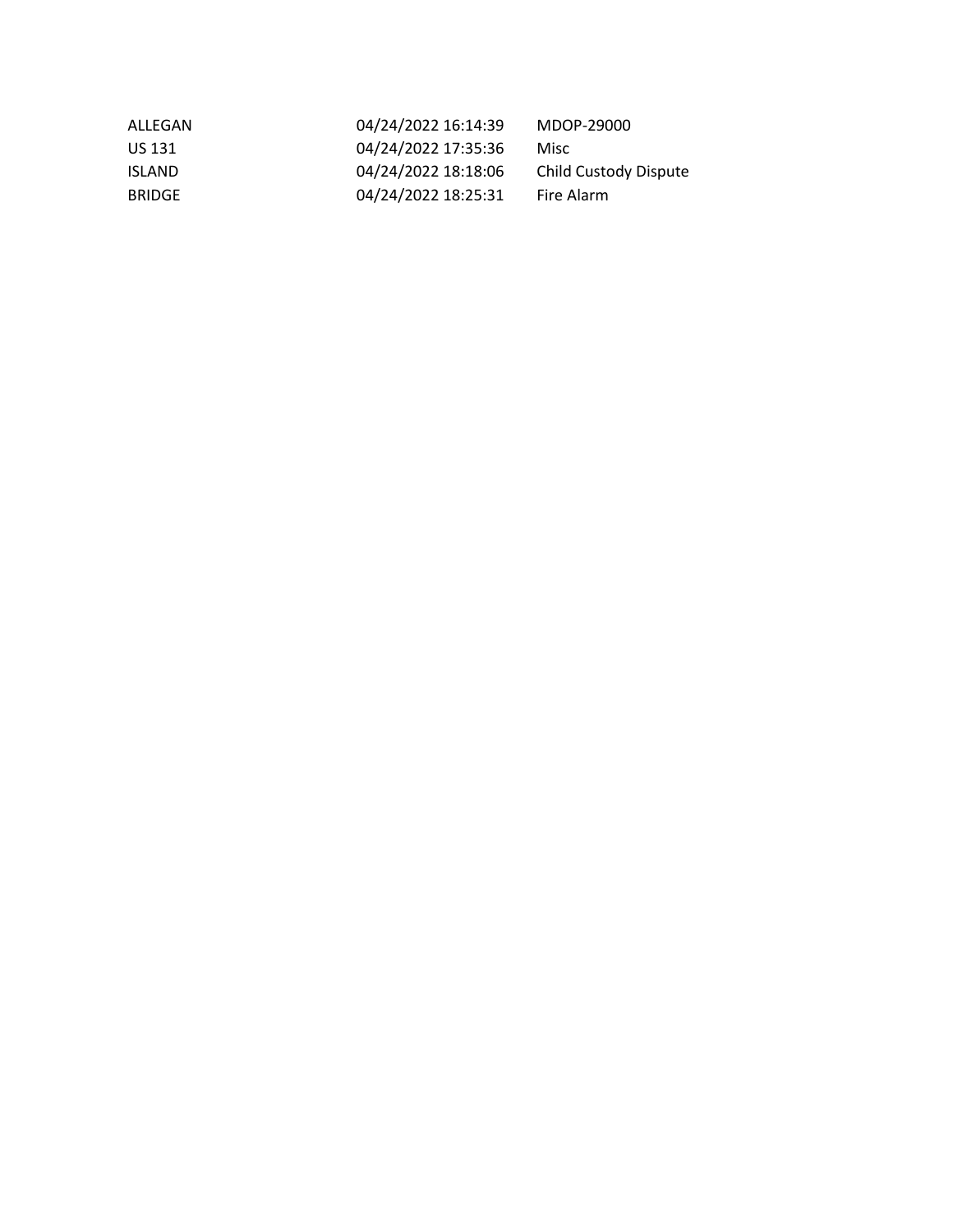| | | |
|---|---|---|
| ALLEGAN | 04/24/2022 16:14:39 | MDOP-29000 |
| US 131 | 04/24/2022 17:35:36 | Misc |
| ISLAND | 04/24/2022 18:18:06 | Child Custody Dispute |
| BRIDGE | 04/24/2022 18:25:31 | Fire Alarm |